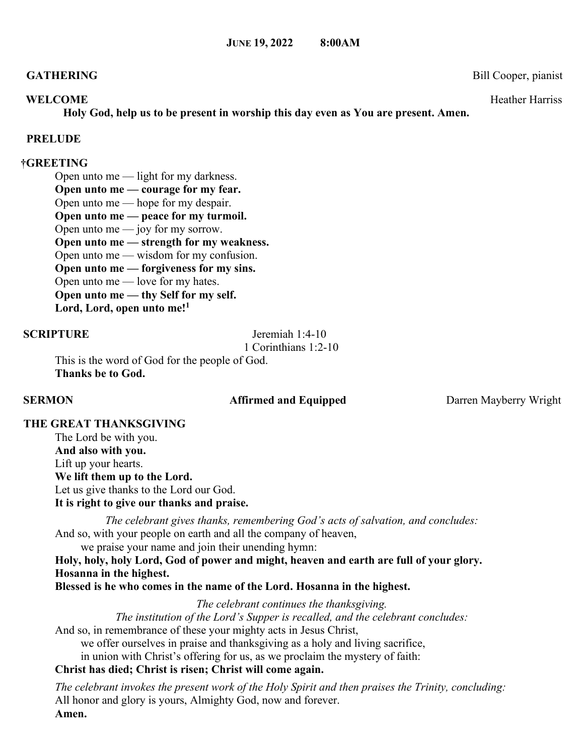**JUNE 19, 2022    8:00AM**

**GATHERING** Bill Cooper, pianist

**WELCOME** Heather Harriss

**Holy God, help us to be present in worship this day even as You are present. Amen.**

**PRELUDE**

**†GREETING**

Open unto me — light for my darkness.
**Open unto me — courage for my fear.**
Open unto me — hope for my despair.
**Open unto me — peace for my turmoil.**
Open unto me — joy for my sorrow.
**Open unto me — strength for my weakness.**
Open unto me — wisdom for my confusion.
**Open unto me — forgiveness for my sins.**
Open unto me — love for my hates.
**Open unto me — thy Self for my self.**
**Lord, Lord, open unto me![1]**

**SCRIPTURE** Jeremiah 1:4-10
1 Corinthians 1:2-10

This is the word of God for the people of God.
**Thanks be to God.**

**SERMON** **Affirmed and Equipped** Darren Mayberry Wright

**THE GREAT THANKSGIVING**

The Lord be with you.
**And also with you.**
Lift up your hearts.
**We lift them up to the Lord.**
Let us give thanks to the Lord our God.
**It is right to give our thanks and praise.**

*The celebrant gives thanks, remembering God's acts of salvation, and concludes:*

And so, with your people on earth and all the company of heaven,
we praise your name and join their unending hymn:
**Holy, holy, holy Lord, God of power and might, heaven and earth are full of your glory.**
**Hosanna in the highest.**
**Blessed is he who comes in the name of the Lord. Hosanna in the highest.**

*The celebrant continues the thanksgiving.*
*The institution of the Lord's Supper is recalled, and the celebrant concludes:*

And so, in remembrance of these your mighty acts in Jesus Christ,
we offer ourselves in praise and thanksgiving as a holy and living sacrifice,
in union with Christ's offering for us, as we proclaim the mystery of faith:
**Christ has died; Christ is risen; Christ will come again.**

*The celebrant invokes the present work of the Holy Spirit and then praises the Trinity, concluding:*

All honor and glory is yours, Almighty God, now and forever.
**Amen.**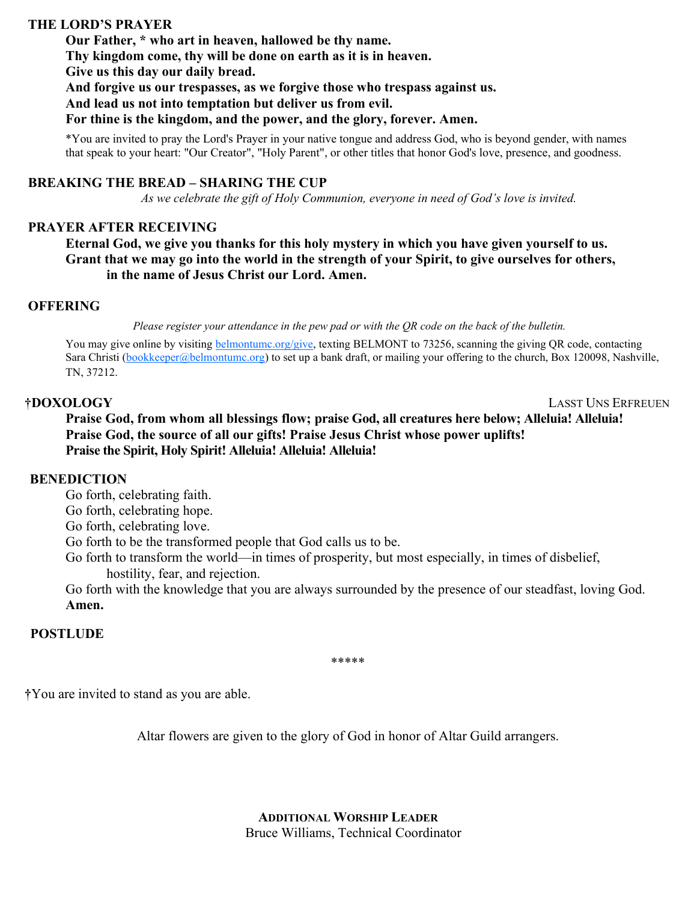## THE LORD'S PRAYER

**Our Father, * who art in heaven, hallowed be thy name.**
**Thy kingdom come, thy will be done on earth as it is in heaven.**
**Give us this day our daily bread.**
**And forgive us our trespasses, as we forgive those who trespass against us.**
**And lead us not into temptation but deliver us from evil.**
**For thine is the kingdom, and the power, and the glory, forever. Amen.**

*You are invited to pray the Lord's Prayer in your native tongue and address God, who is beyond gender, with names that speak to your heart: "Our Creator", "Holy Parent", or other titles that honor God's love, presence, and goodness.

## BREAKING THE BREAD – SHARING THE CUP

*As we celebrate the gift of Holy Communion, everyone in need of God's love is invited.*

## PRAYER AFTER RECEIVING

**Eternal God, we give you thanks for this holy mystery in which you have given yourself to us. Grant that we may go into the world in the strength of your Spirit, to give ourselves for others, in the name of Jesus Christ our Lord. Amen.**

## OFFERING

*Please register your attendance in the pew pad or with the QR code on the back of the bulletin.*

You may give online by visiting belmontumc.org/give, texting BELMONT to 73256, scanning the giving QR code, contacting Sara Christi (bookkeeper@belmontumc.org) to set up a bank draft, or mailing your offering to the church, Box 120098, Nashville, TN, 37212.

## †DOXOLOGY — LASST UNS ERFREUEN

**Praise God, from whom all blessings flow; praise God, all creatures here below; Alleluia! Alleluia!**
**Praise God, the source of all our gifts! Praise Jesus Christ whose power uplifts!**
**Praise the Spirit, Holy Spirit! Alleluia! Alleluia! Alleluia!**

## BENEDICTION

Go forth, celebrating faith.
Go forth, celebrating hope.
Go forth, celebrating love.
Go forth to be the transformed people that God calls us to be.
Go forth to transform the world—in times of prosperity, but most especially, in times of disbelief, hostility, fear, and rejection.
Go forth with the knowledge that you are always surrounded by the presence of our steadfast, loving God.
**Amen.**

## POSTLUDE

*****

†You are invited to stand as you are able.

Altar flowers are given to the glory of God in honor of Altar Guild arrangers.

**ADDITIONAL WORSHIP LEADER**
Bruce Williams, Technical Coordinator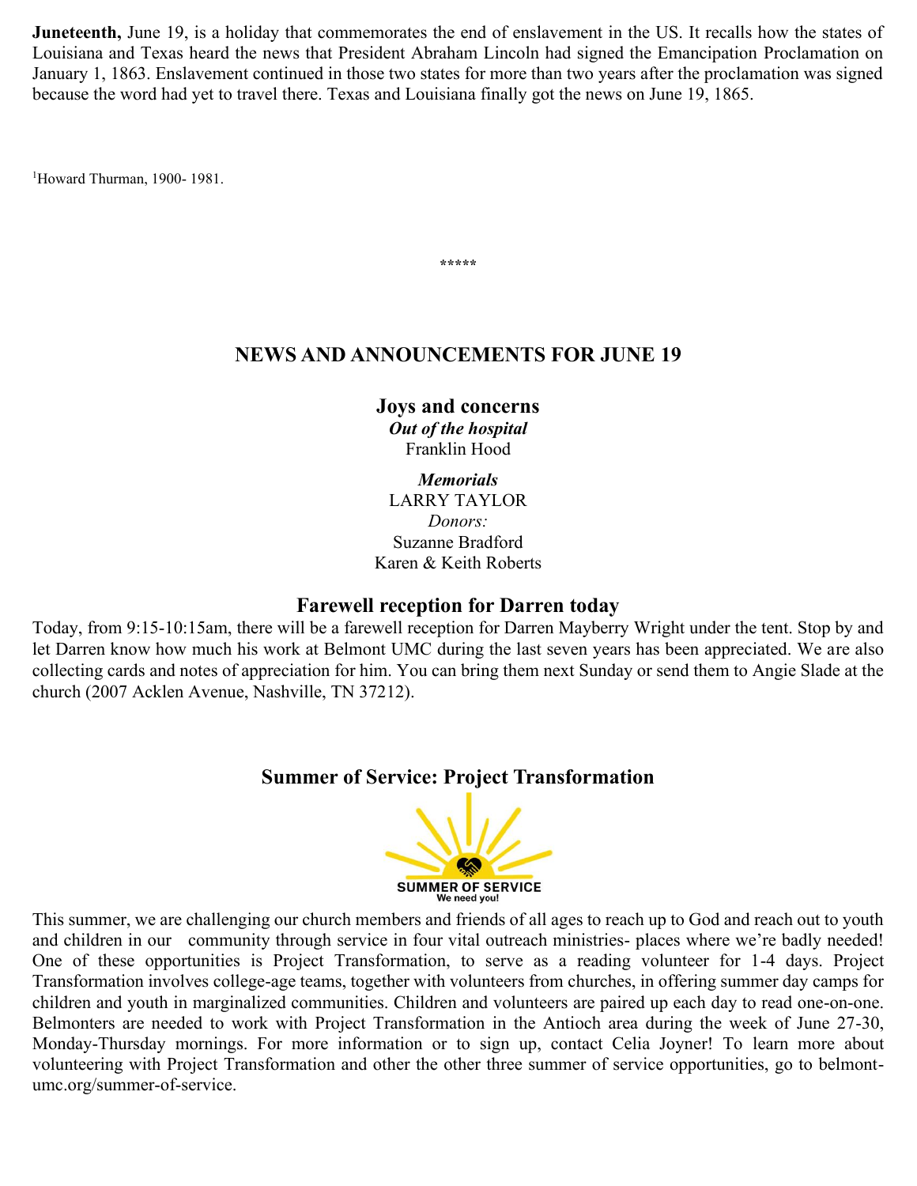**Juneteenth,** June 19, is a holiday that commemorates the end of enslavement in the US. It recalls how the states of Louisiana and Texas heard the news that President Abraham Lincoln had signed the Emancipation Proclamation on January 1, 1863. Enslavement continued in those two states for more than two years after the proclamation was signed because the word had yet to travel there. Texas and Louisiana finally got the news on June 19, 1865.

[1]Howard Thurman, 1900- 1981.

*****

## NEWS AND ANNOUNCEMENTS FOR JUNE 19

### Joys and concerns

***Out of the hospital***
Franklin Hood

***Memorials***
LARRY TAYLOR
*Donors:*
Suzanne Bradford
Karen & Keith Roberts

### Farewell reception for Darren today

Today, from 9:15-10:15am, there will be a farewell reception for Darren Mayberry Wright under the tent. Stop by and let Darren know how much his work at Belmont UMC during the last seven years has been appreciated. We are also collecting cards and notes of appreciation for him. You can bring them next Sunday or send them to Angie Slade at the church (2007 Acklen Avenue, Nashville, TN 37212).

### Summer of Service: Project Transformation

SUMMER OF SERVICE
We need you!

This summer, we are challenging our church members and friends of all ages to reach up to God and reach out to youth and children in our community through service in four vital outreach ministries- places where we're badly needed! One of these opportunities is Project Transformation, to serve as a reading volunteer for 1-4 days. Project Transformation involves college-age teams, together with volunteers from churches, in offering summer day camps for children and youth in marginalized communities. Children and volunteers are paired up each day to read one-on-one. Belmonters are needed to work with Project Transformation in the Antioch area during the week of June 27-30, Monday-Thursday mornings. For more information or to sign up, contact Celia Joyner! To learn more about volunteering with Project Transformation and other the other three summer of service opportunities, go to belmont-umc.org/summer-of-service.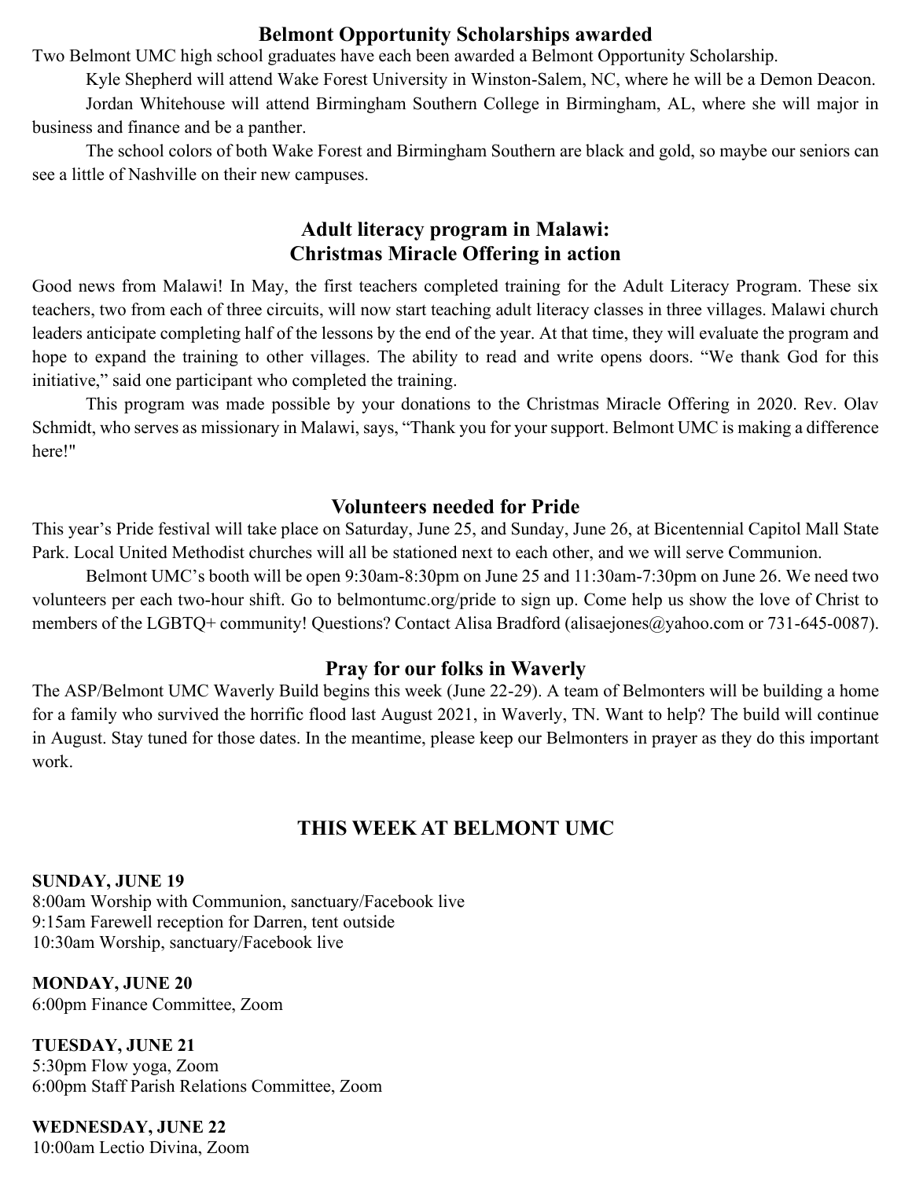## Belmont Opportunity Scholarships awarded

Two Belmont UMC high school graduates have each been awarded a Belmont Opportunity Scholarship.

Kyle Shepherd will attend Wake Forest University in Winston-Salem, NC, where he will be a Demon Deacon.

Jordan Whitehouse will attend Birmingham Southern College in Birmingham, AL, where she will major in business and finance and be a panther.

The school colors of both Wake Forest and Birmingham Southern are black and gold, so maybe our seniors can see a little of Nashville on their new campuses.

## Adult literacy program in Malawi: Christmas Miracle Offering in action

Good news from Malawi! In May, the first teachers completed training for the Adult Literacy Program. These six teachers, two from each of three circuits, will now start teaching adult literacy classes in three villages. Malawi church leaders anticipate completing half of the lessons by the end of the year. At that time, they will evaluate the program and hope to expand the training to other villages. The ability to read and write opens doors. "We thank God for this initiative," said one participant who completed the training.

This program was made possible by your donations to the Christmas Miracle Offering in 2020. Rev. Olav Schmidt, who serves as missionary in Malawi, says, "Thank you for your support. Belmont UMC is making a difference here!"

## Volunteers needed for Pride

This year's Pride festival will take place on Saturday, June 25, and Sunday, June 26, at Bicentennial Capitol Mall State Park. Local United Methodist churches will all be stationed next to each other, and we will serve Communion.

Belmont UMC's booth will be open 9:30am-8:30pm on June 25 and 11:30am-7:30pm on June 26. We need two volunteers per each two-hour shift. Go to belmontumc.org/pride to sign up. Come help us show the love of Christ to members of the LGBTQ+ community! Questions? Contact Alisa Bradford (alisaejones@yahoo.com or 731-645-0087).

## Pray for our folks in Waverly

The ASP/Belmont UMC Waverly Build begins this week (June 22-29). A team of Belmonters will be building a home for a family who survived the horrific flood last August 2021, in Waverly, TN. Want to help? The build will continue in August. Stay tuned for those dates. In the meantime, please keep our Belmonters in prayer as they do this important work.

## THIS WEEK AT BELMONT UMC

**SUNDAY, JUNE 19**
8:00am Worship with Communion, sanctuary/Facebook live
9:15am Farewell reception for Darren, tent outside
10:30am Worship, sanctuary/Facebook live

**MONDAY, JUNE 20**
6:00pm Finance Committee, Zoom

**TUESDAY, JUNE 21**
5:30pm Flow yoga, Zoom
6:00pm Staff Parish Relations Committee, Zoom

**WEDNESDAY, JUNE 22**
10:00am Lectio Divina, Zoom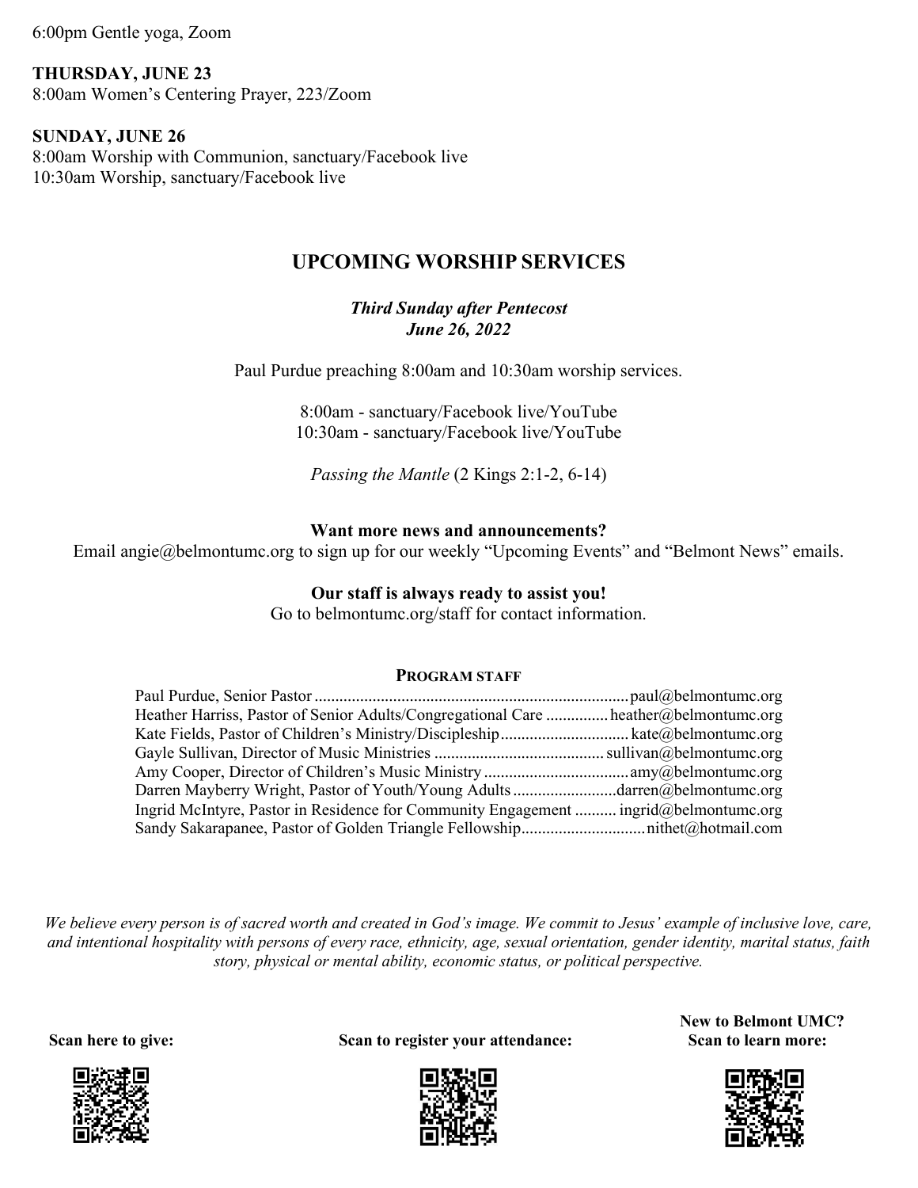6:00pm Gentle yoga, Zoom

**THURSDAY, JUNE 23**
8:00am Women's Centering Prayer, 223/Zoom

**SUNDAY, JUNE 26**
8:00am Worship with Communion, sanctuary/Facebook live
10:30am Worship, sanctuary/Facebook live

## UPCOMING WORSHIP SERVICES

***Third Sunday after Pentecost***
***June 26, 2022***

Paul Purdue preaching 8:00am and 10:30am worship services.

8:00am - sanctuary/Facebook live/YouTube
10:30am - sanctuary/Facebook live/YouTube

*Passing the Mantle* (2 Kings 2:1-2, 6-14)

**Want more news and announcements?**
Email angie@belmontumc.org to sign up for our weekly "Upcoming Events" and "Belmont News" emails.

**Our staff is always ready to assist you!**
Go to belmontumc.org/staff for contact information.

**PROGRAM STAFF**

| | |
|---|---|
| Paul Purdue, Senior Pastor | paul@belmontumc.org |
| Heather Harriss, Pastor of Senior Adults/Congregational Care | heather@belmontumc.org |
| Kate Fields, Pastor of Children's Ministry/Discipleship | kate@belmontumc.org |
| Gayle Sullivan, Director of Music Ministries | sullivan@belmontumc.org |
| Amy Cooper, Director of Children's Music Ministry | amy@belmontumc.org |
| Darren Mayberry Wright, Pastor of Youth/Young Adults | darren@belmontumc.org |
| Ingrid McIntyre, Pastor in Residence for Community Engagement | ingrid@belmontumc.org |
| Sandy Sakarapanee, Pastor of Golden Triangle Fellowship | nithet@hotmail.com |

*We believe every person is of sacred worth and created in God's image. We commit to Jesus' example of inclusive love, care, and intentional hospitality with persons of every race, ethnicity, age, sexual orientation, gender identity, marital status, faith story, physical or mental ability, economic status, or political perspective.*

**Scan here to give:**

**Scan to register your attendance:**

**New to Belmont UMC? Scan to learn more:**